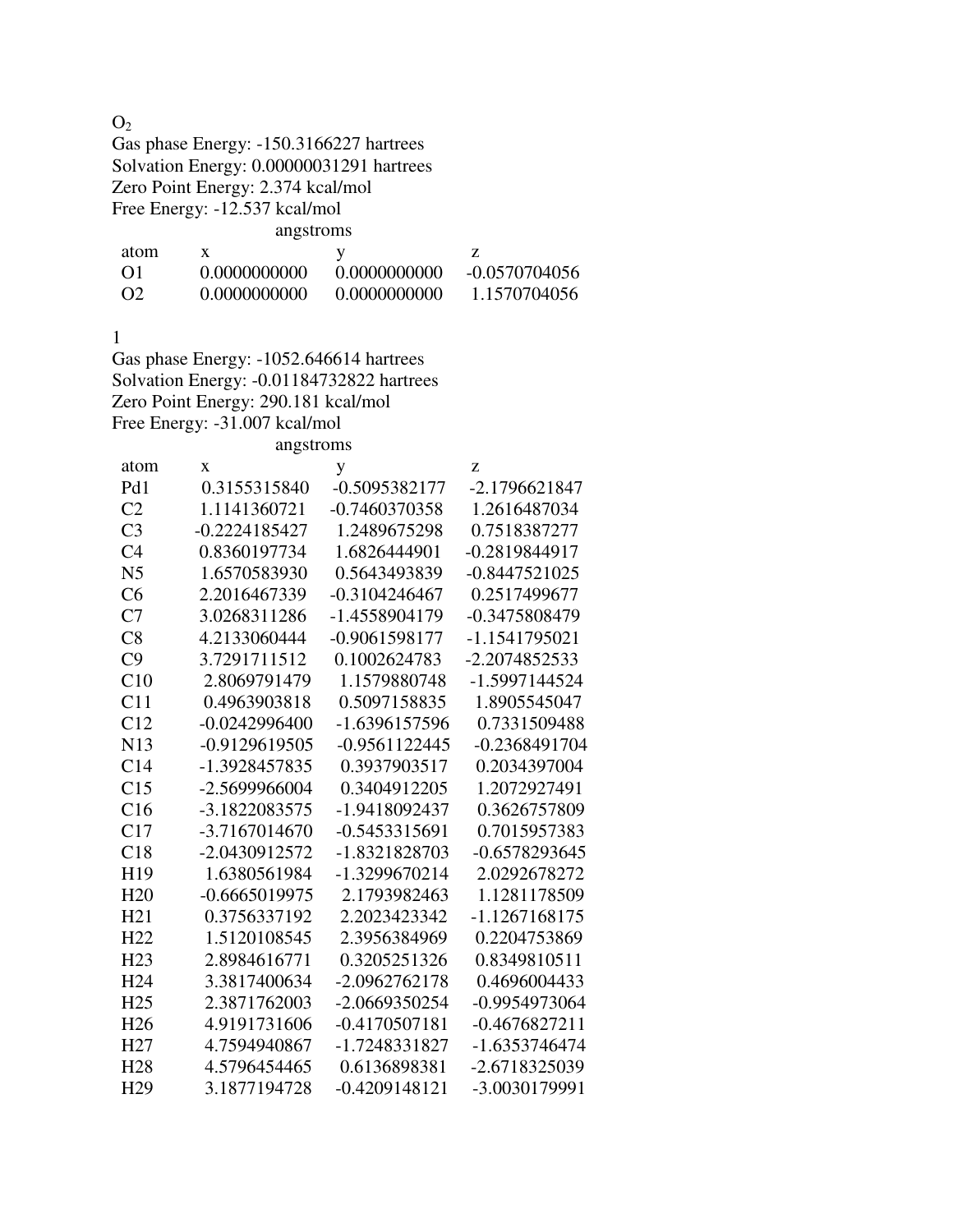$O_2$

Gas phase Energy: -150.3166227 hartrees

Solvation Energy: 0.00000031291 hartrees

Zero Point Energy: 2.374 kcal/mol

Free Energy: -12.537 kcal/mol

angstroms

| atom | x | y | z |
|---|---|---|---|
| O1 | 0.0000000000 | 0.0000000000 | -0.0570704056 |
| O2 | 0.0000000000 | 0.0000000000 | 1.1570704056 |

1

Gas phase Energy: -1052.646614 hartrees

Solvation Energy: -0.01184732822 hartrees

Zero Point Energy: 290.181 kcal/mol

Free Energy: -31.007 kcal/mol

angstroms

| atom | x | y | z |
|---|---|---|---|
| Pd1 | 0.3155315840 | -0.5095382177 | -2.1796621847 |
| C2 | 1.1141360721 | -0.7460370358 | 1.2616487034 |
| C3 | -0.2224185427 | 1.2489675298 | 0.7518387277 |
| C4 | 0.8360197734 | 1.6826444901 | -0.2819844917 |
| N5 | 1.6570583930 | 0.5643493839 | -0.8447521025 |
| C6 | 2.2016467339 | -0.3104246467 | 0.2517499677 |
| C7 | 3.0268311286 | -1.4558904179 | -0.3475808479 |
| C8 | 4.2133060444 | -0.9061598177 | -1.1541795021 |
| C9 | 3.7291711512 | 0.1002624783 | -2.2074852533 |
| C10 | 2.8069791479 | 1.1579880748 | -1.5997144524 |
| C11 | 0.4963903818 | 0.5097158835 | 1.8905545047 |
| C12 | -0.0242996400 | -1.6396157596 | 0.7331509488 |
| N13 | -0.9129619505 | -0.9561122445 | -0.2368491704 |
| C14 | -1.3928457835 | 0.3937903517 | 0.2034397004 |
| C15 | -2.5699966004 | 0.3404912205 | 1.2072927491 |
| C16 | -3.1822083575 | -1.9418092437 | 0.3626757809 |
| C17 | -3.7167014670 | -0.5453315691 | 0.7015957383 |
| C18 | -2.0430912572 | -1.8321828703 | -0.6578293645 |
| H19 | 1.6380561984 | -1.3299670214 | 2.0292678272 |
| H20 | -0.6665019975 | 2.1793982463 | 1.1281178509 |
| H21 | 0.3756337192 | 2.2023423342 | -1.1267168175 |
| H22 | 1.5120108545 | 2.3956384969 | 0.2204753869 |
| H23 | 2.8984616771 | 0.3205251326 | 0.8349810511 |
| H24 | 3.3817400634 | -2.0962762178 | 0.4696004433 |
| H25 | 2.3871762003 | -2.0669350254 | -0.9954973064 |
| H26 | 4.9191731606 | -0.4170507181 | -0.4676827211 |
| H27 | 4.7594940867 | -1.7248331827 | -1.6353746474 |
| H28 | 4.5796454465 | 0.6136898381 | -2.6718325039 |
| H29 | 3.1877194728 | -0.4209148121 | -3.0030179991 |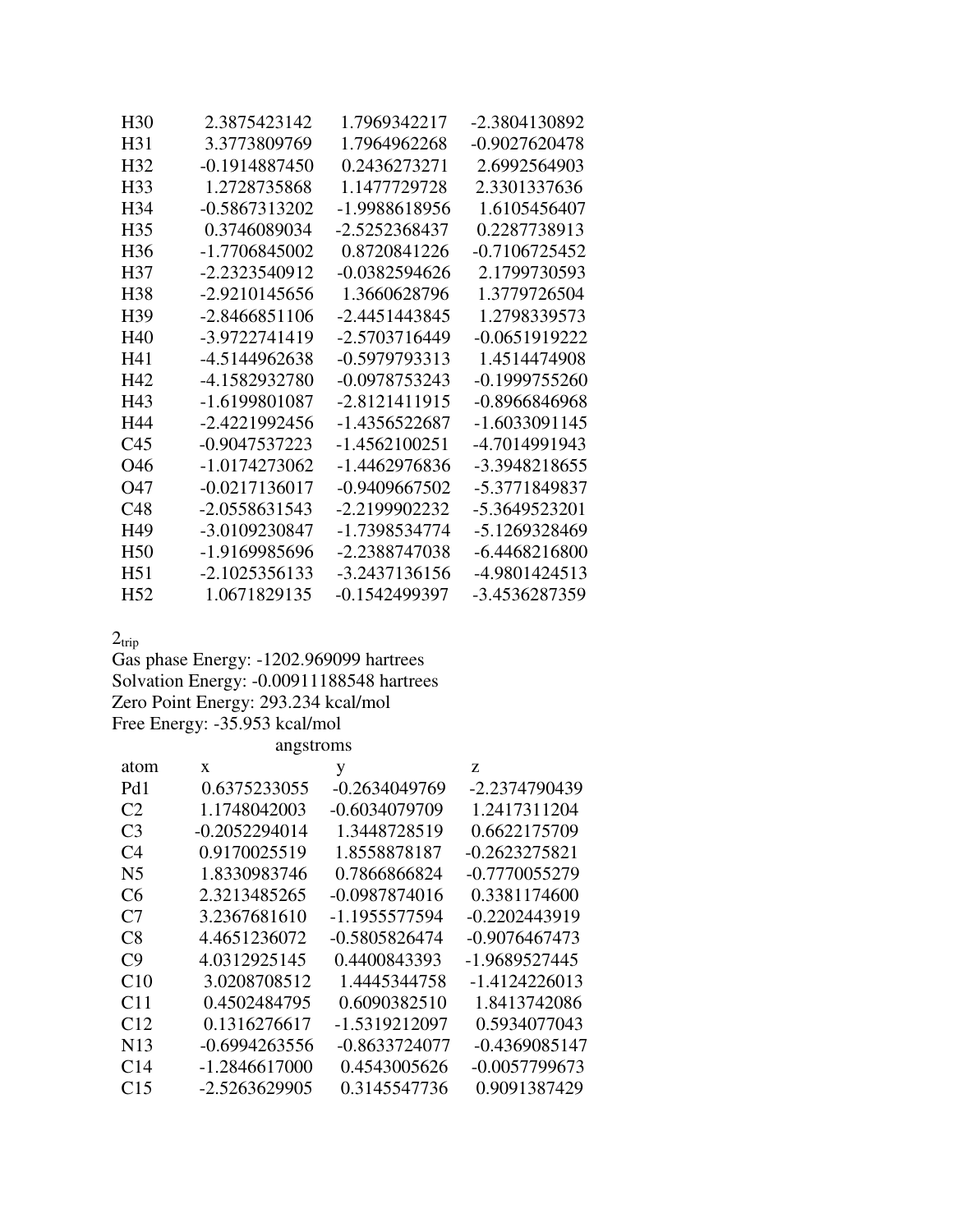| | | | |
|---|---|---|---|
| H30 | 2.3875423142 | 1.7969342217 | -2.3804130892 |
| H31 | 3.3773809769 | 1.7964962268 | -0.9027620478 |
| H32 | -0.1914887450 | 0.2436273271 | 2.6992564903 |
| H33 | 1.2728735868 | 1.1477729728 | 2.3301337636 |
| H34 | -0.5867313202 | -1.9988618956 | 1.6105456407 |
| H35 | 0.3746089034 | -2.5252368437 | 0.2287738913 |
| H36 | -1.7706845002 | 0.8720841226 | -0.7106725452 |
| H37 | -2.2323540912 | -0.0382594626 | 2.1799730593 |
| H38 | -2.9210145656 | 1.3660628796 | 1.3779726504 |
| H39 | -2.8466851106 | -2.4451443845 | 1.2798339573 |
| H40 | -3.9722741419 | -2.5703716449 | -0.0651919222 |
| H41 | -4.5144962638 | -0.5979793313 | 1.4514474908 |
| H42 | -4.1582932780 | -0.0978753243 | -0.1999755260 |
| H43 | -1.6199801087 | -2.8121411915 | -0.8966846968 |
| H44 | -2.4221992456 | -1.4356522687 | -1.6033091145 |
| C45 | -0.9047537223 | -1.4562100251 | -4.7014991943 |
| O46 | -1.0174273062 | -1.4462976836 | -3.3948218655 |
| O47 | -0.0217136017 | -0.9409667502 | -5.3771849837 |
| C48 | -2.0558631543 | -2.2199902232 | -5.3649523201 |
| H49 | -3.0109230847 | -1.7398534774 | -5.1269328469 |
| H50 | -1.9169985696 | -2.2388747038 | -6.4468216800 |
| H51 | -2.1025356133 | -3.2437136156 | -4.9801424513 |
| H52 | 1.0671829135 | -0.1542499397 | -3.4536287359 |

$2_{trip}$

Gas phase Energy: -1202.969099 hartrees
Solvation Energy: -0.00911188548 hartrees
Zero Point Energy: 293.234 kcal/mol
Free Energy: -35.953 kcal/mol

| | angstroms | | |
|---|---|---|---|
| atom | x | y | z |
| Pd1 | 0.6375233055 | -0.2634049769 | -2.2374790439 |
| C2 | 1.1748042003 | -0.6034079709 | 1.2417311204 |
| C3 | -0.2052294014 | 1.3448728519 | 0.6622175709 |
| C4 | 0.9170025519 | 1.8558878187 | -0.2623275821 |
| N5 | 1.8330983746 | 0.7866866824 | -0.7770055279 |
| C6 | 2.3213485265 | -0.0987874016 | 0.3381174600 |
| C7 | 3.2367681610 | -1.1955577594 | -0.2202443919 |
| C8 | 4.4651236072 | -0.5805826474 | -0.9076467473 |
| C9 | 4.0312925145 | 0.4400843393 | -1.9689527445 |
| C10 | 3.0208708512 | 1.4445344758 | -1.4124226013 |
| C11 | 0.4502484795 | 0.6090382510 | 1.8413742086 |
| C12 | 0.1316276617 | -1.5319212097 | 0.5934077043 |
| N13 | -0.6994263556 | -0.8633724077 | -0.4369085147 |
| C14 | -1.2846617000 | 0.4543005626 | -0.0057799673 |
| C15 | -2.5263629905 | 0.3145547736 | 0.9091387429 |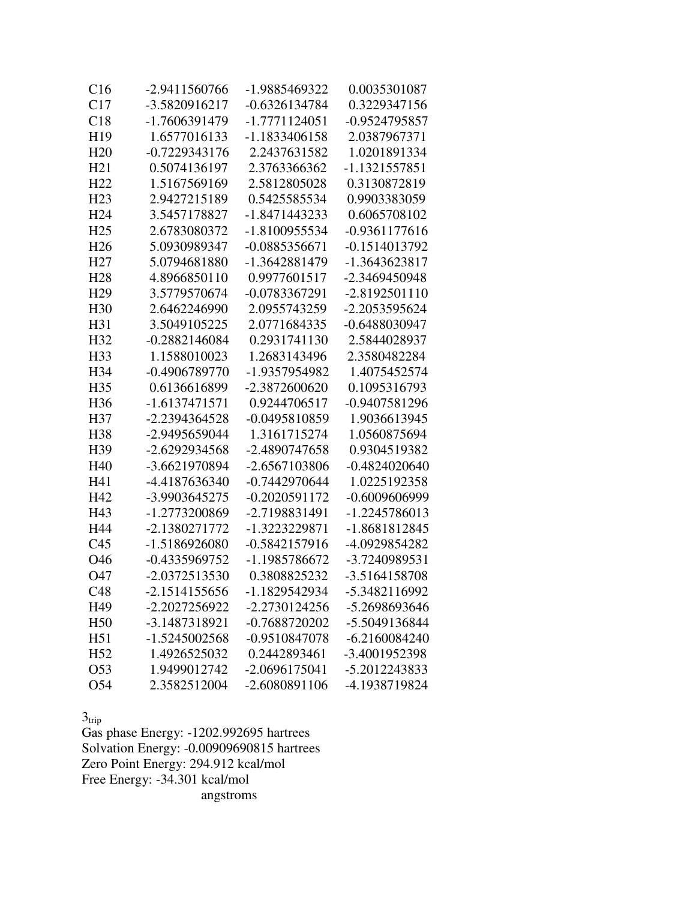| | | | |
|---|---|---|---|
| C16 | -2.9411560766 | -1.9885469322 | 0.0035301087 |
| C17 | -3.5820916217 | -0.6326134784 | 0.3229347156 |
| C18 | -1.7606391479 | -1.7771124051 | -0.9524795857 |
| H19 | 1.6577016133 | -1.1833406158 | 2.0387967371 |
| H20 | -0.7229343176 | 2.2437631582 | 1.0201891334 |
| H21 | 0.5074136197 | 2.3763366362 | -1.1321557851 |
| H22 | 1.5167569169 | 2.5812805028 | 0.3130872819 |
| H23 | 2.9427215189 | 0.5425585534 | 0.9903383059 |
| H24 | 3.5457178827 | -1.8471443233 | 0.6065708102 |
| H25 | 2.6783080372 | -1.8100955534 | -0.9361177616 |
| H26 | 5.0930989347 | -0.0885356671 | -0.1514013792 |
| H27 | 5.0794681880 | -1.3642881479 | -1.3643623817 |
| H28 | 4.8966850110 | 0.9977601517 | -2.3469450948 |
| H29 | 3.5779570674 | -0.0783367291 | -2.8192501110 |
| H30 | 2.6462246990 | 2.0955743259 | -2.2053595624 |
| H31 | 3.5049105225 | 2.0771684335 | -0.6488030947 |
| H32 | -0.2882146084 | 0.2931741130 | 2.5844028937 |
| H33 | 1.1588010023 | 1.2683143496 | 2.3580482284 |
| H34 | -0.4906789770 | -1.9357954982 | 1.4075452574 |
| H35 | 0.6136616899 | -2.3872600620 | 0.1095316793 |
| H36 | -1.6137471571 | 0.9244706517 | -0.9407581296 |
| H37 | -2.2394364528 | -0.0495810859 | 1.9036613945 |
| H38 | -2.9495659044 | 1.3161715274 | 1.0560875694 |
| H39 | -2.6292934568 | -2.4890747658 | 0.9304519382 |
| H40 | -3.6621970894 | -2.6567103806 | -0.4824020640 |
| H41 | -4.4187636340 | -0.7442970644 | 1.0225192358 |
| H42 | -3.9903645275 | -0.2020591172 | -0.6009606999 |
| H43 | -1.2773200869 | -2.7198831491 | -1.2245786013 |
| H44 | -2.1380271772 | -1.3223229871 | -1.8681812845 |
| C45 | -1.5186926080 | -0.5842157916 | -4.0929854282 |
| O46 | -0.4335969752 | -1.1985786672 | -3.7240989531 |
| O47 | -2.0372513530 | 0.3808825232 | -3.5164158708 |
| C48 | -2.1514155656 | -1.1829542934 | -5.3482116992 |
| H49 | -2.2027256922 | -2.2730124256 | -5.2698693646 |
| H50 | -3.1487318921 | -0.7688720202 | -5.5049136844 |
| H51 | -1.5245002568 | -0.9510847078 | -6.2160084240 |
| H52 | 1.4926525032 | 0.2442893461 | -3.4001952398 |
| O53 | 1.9499012742 | -2.0696175041 | -5.2012243833 |
| O54 | 2.3582512004 | -2.6080891106 | -4.1938719824 |

$3_{trip}$

Gas phase Energy: -1202.992695 hartrees
Solvation Energy: -0.00909690815 hartrees
Zero Point Energy: 294.912 kcal/mol
Free Energy: -34.301 kcal/mol

angstroms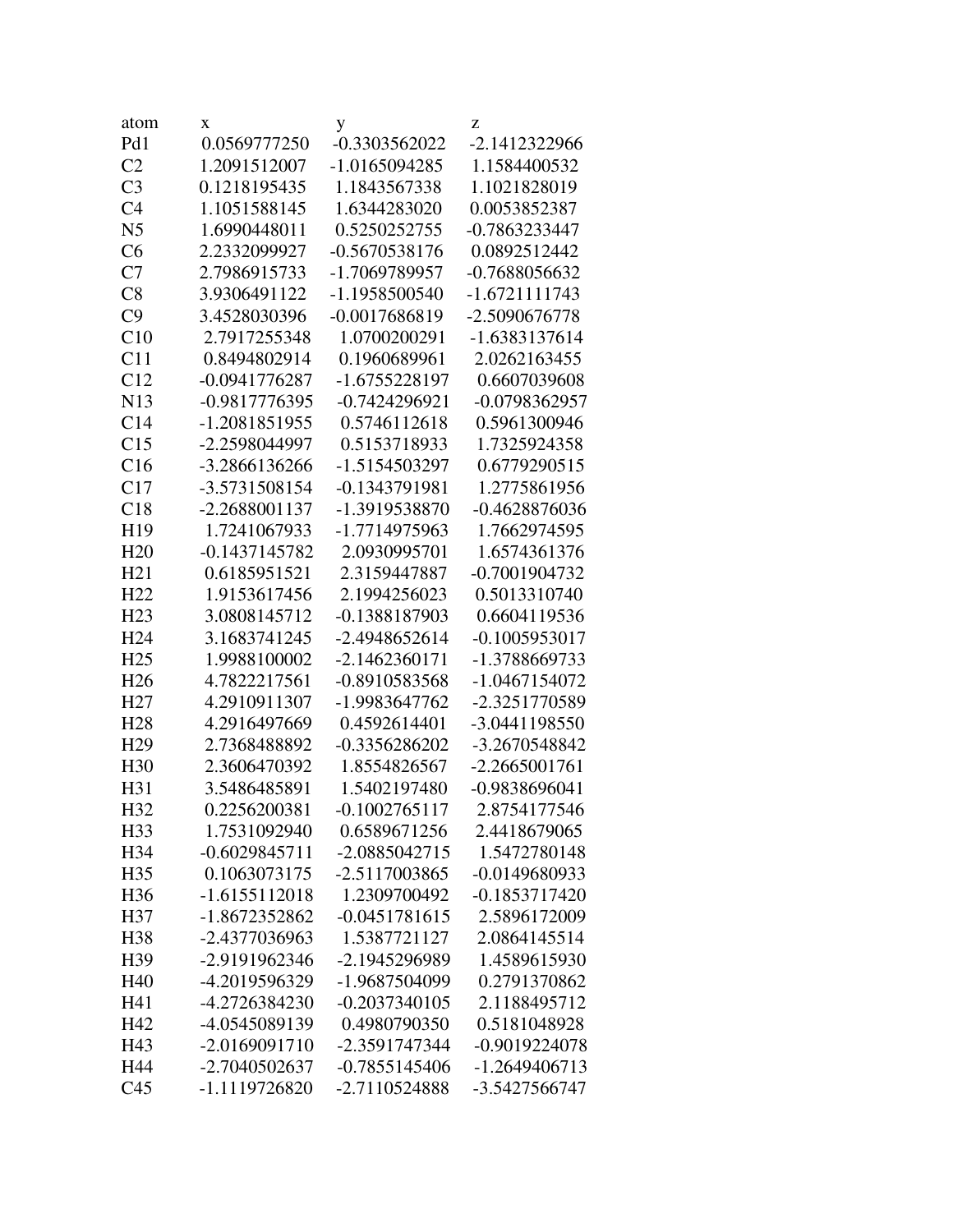| atom | x | y | z |
|---|---|---|---|
| Pd1 | 0.0569777250 | -0.3303562022 | -2.1412322966 |
| C2 | 1.2091512007 | -1.0165094285 | 1.1584400532 |
| C3 | 0.1218195435 | 1.1843567338 | 1.1021828019 |
| C4 | 1.1051588145 | 1.6344283020 | 0.0053852387 |
| N5 | 1.6990448011 | 0.5250252755 | -0.7863233447 |
| C6 | 2.2332099927 | -0.5670538176 | 0.0892512442 |
| C7 | 2.7986915733 | -1.7069789957 | -0.7688056632 |
| C8 | 3.9306491122 | -1.1958500540 | -1.6721111743 |
| C9 | 3.4528030396 | -0.0017686819 | -2.5090676778 |
| C10 | 2.7917255348 | 1.0700200291 | -1.6383137614 |
| C11 | 0.8494802914 | 0.1960689961 | 2.0262163455 |
| C12 | -0.0941776287 | -1.6755228197 | 0.6607039608 |
| N13 | -0.9817776395 | -0.7424296921 | -0.0798362957 |
| C14 | -1.2081851955 | 0.5746112618 | 0.5961300946 |
| C15 | -2.2598044997 | 0.5153718933 | 1.7325924358 |
| C16 | -3.2866136266 | -1.5154503297 | 0.6779290515 |
| C17 | -3.5731508154 | -0.1343791981 | 1.2775861956 |
| C18 | -2.2688001137 | -1.3919538870 | -0.4628876036 |
| H19 | 1.7241067933 | -1.7714975963 | 1.7662974595 |
| H20 | -0.1437145782 | 2.0930995701 | 1.6574361376 |
| H21 | 0.6185951521 | 2.3159447887 | -0.7001904732 |
| H22 | 1.9153617456 | 2.1994256023 | 0.5013310740 |
| H23 | 3.0808145712 | -0.1388187903 | 0.6604119536 |
| H24 | 3.1683741245 | -2.4948652614 | -0.1005953017 |
| H25 | 1.9988100002 | -2.1462360171 | -1.3788669733 |
| H26 | 4.7822217561 | -0.8910583568 | -1.0467154072 |
| H27 | 4.2910911307 | -1.9983647762 | -2.3251770589 |
| H28 | 4.2916497669 | 0.4592614401 | -3.0441198550 |
| H29 | 2.7368488892 | -0.3356286202 | -3.2670548842 |
| H30 | 2.3606470392 | 1.8554826567 | -2.2665001761 |
| H31 | 3.5486485891 | 1.5402197480 | -0.9838696041 |
| H32 | 0.2256200381 | -0.1002765117 | 2.8754177546 |
| H33 | 1.7531092940 | 0.6589671256 | 2.4418679065 |
| H34 | -0.6029845711 | -2.0885042715 | 1.5472780148 |
| H35 | 0.1063073175 | -2.5117003865 | -0.0149680933 |
| H36 | -1.6155112018 | 1.2309700492 | -0.1853717420 |
| H37 | -1.8672352862 | -0.0451781615 | 2.5896172009 |
| H38 | -2.4377036963 | 1.5387721127 | 2.0864145514 |
| H39 | -2.9191962346 | -2.1945296989 | 1.4589615930 |
| H40 | -4.2019596329 | -1.9687504099 | 0.2791370862 |
| H41 | -4.2726384230 | -0.2037340105 | 2.1188495712 |
| H42 | -4.0545089139 | 0.4980790350 | 0.5181048928 |
| H43 | -2.0169091710 | -2.3591747344 | -0.9019224078 |
| H44 | -2.7040502637 | -0.7855145406 | -1.2649406713 |
| C45 | -1.1119726820 | -2.7110524888 | -3.5427566747 |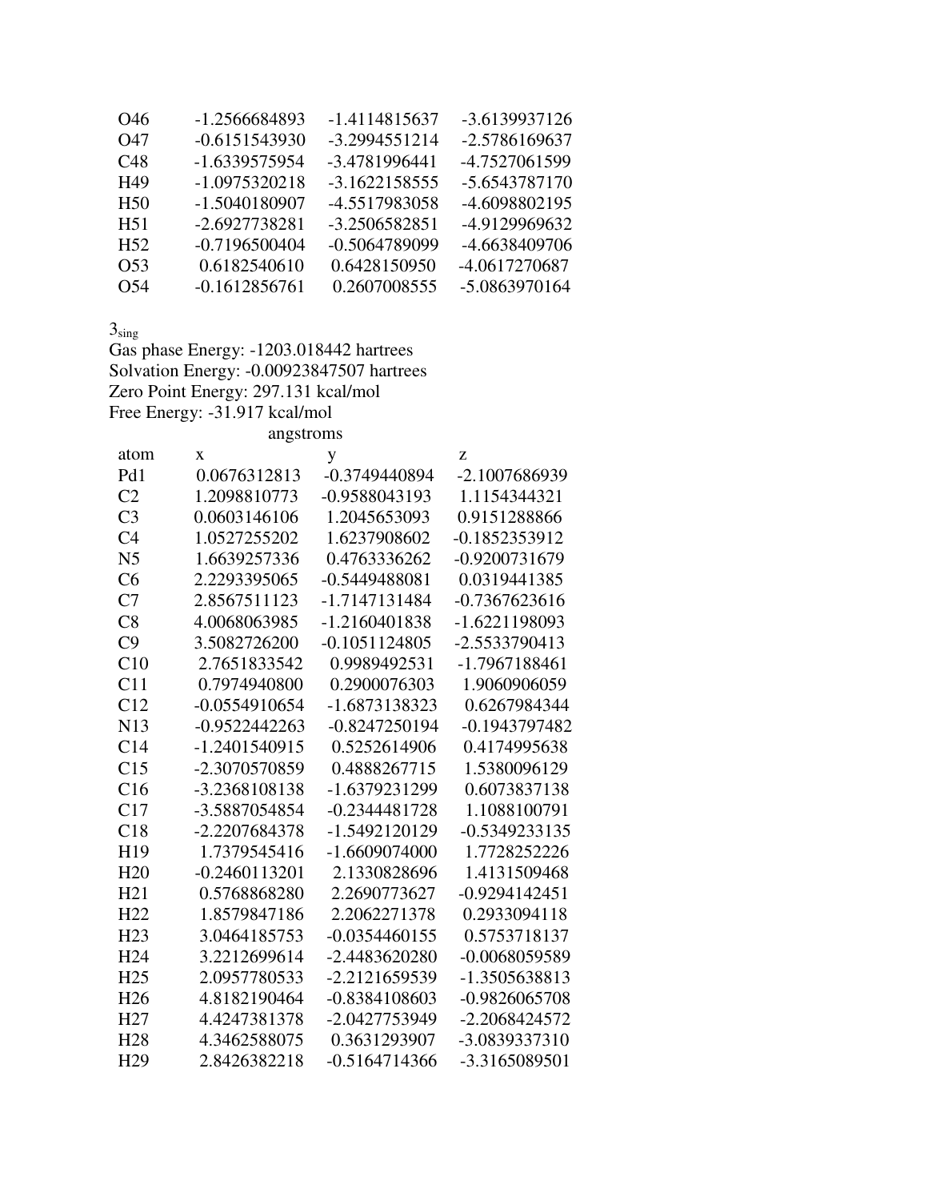| | | | |
|---|---|---|---|
| O46 | -1.2566684893 | -1.4114815637 | -3.6139937126 |
| O47 | -0.6151543930 | -3.2994551214 | -2.5786169637 |
| C48 | -1.6339575954 | -3.4781996441 | -4.7527061599 |
| H49 | -1.0975320218 | -3.1622158555 | -5.6543787170 |
| H50 | -1.5040180907 | -4.5517983058 | -4.6098802195 |
| H51 | -2.6927738281 | -3.2506582851 | -4.9129969632 |
| H52 | -0.7196500404 | -0.5064789099 | -4.6638409706 |
| O53 | 0.6182540610 | 0.6428150950 | -4.0617270687 |
| O54 | -0.1612856761 | 0.2607008555 | -5.0863970164 |

$3_{sing}$

Gas phase Energy: -1203.018442 hartrees
Solvation Energy: -0.00923847507 hartrees
Zero Point Energy: 297.131 kcal/mol
Free Energy: -31.917 kcal/mol

| atom | x (angstroms) | y | z |
|---|---|---|---|
| Pd1 | 0.0676312813 | -0.3749440894 | -2.1007686939 |
| C2 | 1.2098810773 | -0.9588043193 | 1.1154344321 |
| C3 | 0.0603146106 | 1.2045653093 | 0.9151288866 |
| C4 | 1.0527255202 | 1.6237908602 | -0.1852353912 |
| N5 | 1.6639257336 | 0.4763336262 | -0.9200731679 |
| C6 | 2.2293395065 | -0.5449488081 | 0.0319441385 |
| C7 | 2.8567511123 | -1.7147131484 | -0.7367623616 |
| C8 | 4.0068063985 | -1.2160401838 | -1.6221198093 |
| C9 | 3.5082726200 | -0.1051124805 | -2.5533790413 |
| C10 | 2.7651833542 | 0.9989492531 | -1.7967188461 |
| C11 | 0.7974940800 | 0.2900076303 | 1.9060906059 |
| C12 | -0.0554910654 | -1.6873138323 | 0.6267984344 |
| N13 | -0.9522442263 | -0.8247250194 | -0.1943797482 |
| C14 | -1.2401540915 | 0.5252614906 | 0.4174995638 |
| C15 | -2.3070570859 | 0.4888267715 | 1.5380096129 |
| C16 | -3.2368108138 | -1.6379231299 | 0.6073837138 |
| C17 | -3.5887054854 | -0.2344481728 | 1.1088100791 |
| C18 | -2.2207684378 | -1.5492120129 | -0.5349233135 |
| H19 | 1.7379545416 | -1.6609074000 | 1.7728252226 |
| H20 | -0.2460113201 | 2.1330828696 | 1.4131509468 |
| H21 | 0.5768868280 | 2.2690773627 | -0.9294142451 |
| H22 | 1.8579847186 | 2.2062271378 | 0.2933094118 |
| H23 | 3.0464185753 | -0.0354460155 | 0.5753718137 |
| H24 | 3.2212699614 | -2.4483620280 | -0.0068059589 |
| H25 | 2.0957780533 | -2.2121659539 | -1.3505638813 |
| H26 | 4.8182190464 | -0.8384108603 | -0.9826065708 |
| H27 | 4.4247381378 | -2.0427753949 | -2.2068424572 |
| H28 | 4.3462588075 | 0.3631293907 | -3.0839337310 |
| H29 | 2.8426382218 | -0.5164714366 | -3.3165089501 |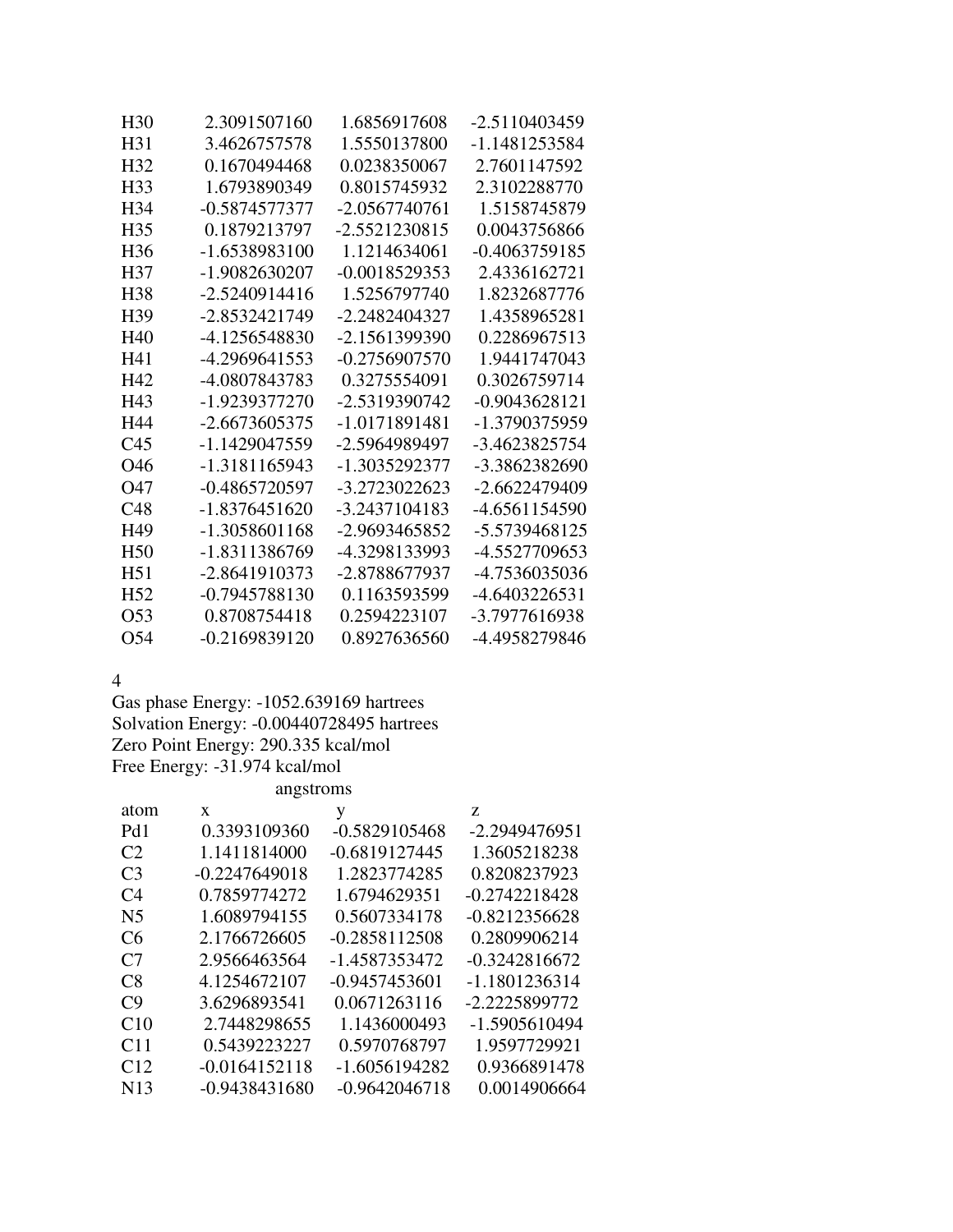| | | | |
|---|---|---|---|
| H30 | 2.3091507160 | 1.6856917608 | -2.5110403459 |
| H31 | 3.4626757578 | 1.5550137800 | -1.1481253584 |
| H32 | 0.1670494468 | 0.0238350067 | 2.7601147592 |
| H33 | 1.6793890349 | 0.8015745932 | 2.3102288770 |
| H34 | -0.5874577377 | -2.0567740761 | 1.5158745879 |
| H35 | 0.1879213797 | -2.5521230815 | 0.0043756866 |
| H36 | -1.6538983100 | 1.1214634061 | -0.4063759185 |
| H37 | -1.9082630207 | -0.0018529353 | 2.4336162721 |
| H38 | -2.5240914416 | 1.5256797740 | 1.8232687776 |
| H39 | -2.8532421749 | -2.2482404327 | 1.4358965281 |
| H40 | -4.1256548830 | -2.1561399390 | 0.2286967513 |
| H41 | -4.2969641553 | -0.2756907570 | 1.9441747043 |
| H42 | -4.0807843783 | 0.3275554091 | 0.3026759714 |
| H43 | -1.9239377270 | -2.5319390742 | -0.9043628121 |
| H44 | -2.6673605375 | -1.0171891481 | -1.3790375959 |
| C45 | -1.1429047559 | -2.5964989497 | -3.4623825754 |
| O46 | -1.3181165943 | -1.3035292377 | -3.3862382690 |
| O47 | -0.4865720597 | -3.2723022623 | -2.6622479409 |
| C48 | -1.8376451620 | -3.2437104183 | -4.6561154590 |
| H49 | -1.3058601168 | -2.9693465852 | -5.5739468125 |
| H50 | -1.8311386769 | -4.3298133993 | -4.5527709653 |
| H51 | -2.8641910373 | -2.8788677937 | -4.7536035036 |
| H52 | -0.7945788130 | 0.1163593599 | -4.6403226531 |
| O53 | 0.8708754418 | 0.2594223107 | -3.7977616938 |
| O54 | -0.2169839120 | 0.8927636560 | -4.4958279846 |

4

Gas phase Energy: -1052.639169 hartrees
Solvation Energy: -0.00440728495 hartrees
Zero Point Energy: 290.335 kcal/mol
Free Energy: -31.974 kcal/mol

| | | angstroms | |
|---|---|---|---|
| atom | x | y | z |
| Pd1 | 0.3393109360 | -0.5829105468 | -2.2949476951 |
| C2 | 1.1411814000 | -0.6819127445 | 1.3605218238 |
| C3 | -0.2247649018 | 1.2823774285 | 0.8208237923 |
| C4 | 0.7859774272 | 1.6794629351 | -0.2742218428 |
| N5 | 1.6089794155 | 0.5607334178 | -0.8212356628 |
| C6 | 2.1766726605 | -0.2858112508 | 0.2809906214 |
| C7 | 2.9566463564 | -1.4587353472 | -0.3242816672 |
| C8 | 4.1254672107 | -0.9457453601 | -1.1801236314 |
| C9 | 3.6296893541 | 0.0671263116 | -2.2225899772 |
| C10 | 2.7448298655 | 1.1436000493 | -1.5905610494 |
| C11 | 0.5439223227 | 0.5970768797 | 1.9597729921 |
| C12 | -0.0164152118 | -1.6056194282 | 0.9366891478 |
| N13 | -0.9438431680 | -0.9642046718 | 0.0014906664 |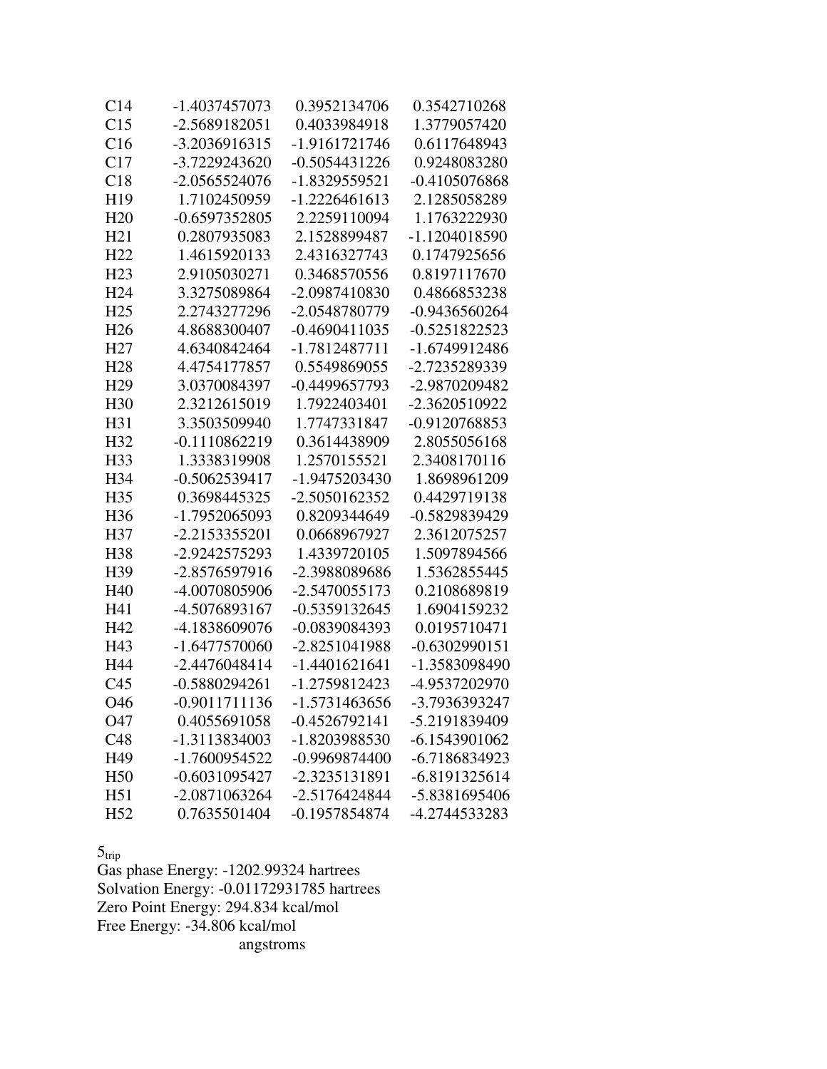| | | | |
|---|---|---|---|
| C14 | -1.4037457073 | 0.3952134706 | 0.3542710268 |
| C15 | -2.5689182051 | 0.4033984918 | 1.3779057420 |
| C16 | -3.2036916315 | -1.9161721746 | 0.6117648943 |
| C17 | -3.7229243620 | -0.5054431226 | 0.9248083280 |
| C18 | -2.0565524076 | -1.8329559521 | -0.4105076868 |
| H19 | 1.7102450959 | -1.2226461613 | 2.1285058289 |
| H20 | -0.6597352805 | 2.2259110094 | 1.1763222930 |
| H21 | 0.2807935083 | 2.1528899487 | -1.1204018590 |
| H22 | 1.4615920133 | 2.4316327743 | 0.1747925656 |
| H23 | 2.9105030271 | 0.3468570556 | 0.8197117670 |
| H24 | 3.3275089864 | -2.0987410830 | 0.4866853238 |
| H25 | 2.2743277296 | -2.0548780779 | -0.9436560264 |
| H26 | 4.8688300407 | -0.4690411035 | -0.5251822523 |
| H27 | 4.6340842464 | -1.7812487711 | -1.6749912486 |
| H28 | 4.4754177857 | 0.5549869055 | -2.7235289339 |
| H29 | 3.0370084397 | -0.4499657793 | -2.9870209482 |
| H30 | 2.3212615019 | 1.7922403401 | -2.3620510922 |
| H31 | 3.3503509940 | 1.7747331847 | -0.9120768853 |
| H32 | -0.1110862219 | 0.3614438909 | 2.8055056168 |
| H33 | 1.3338319908 | 1.2570155521 | 2.3408170116 |
| H34 | -0.5062539417 | -1.9475203430 | 1.8698961209 |
| H35 | 0.3698445325 | -2.5050162352 | 0.4429719138 |
| H36 | -1.7952065093 | 0.8209344649 | -0.5829839429 |
| H37 | -2.2153355201 | 0.0668967927 | 2.3612075257 |
| H38 | -2.9242575293 | 1.4339720105 | 1.5097894566 |
| H39 | -2.8576597916 | -2.3988089686 | 1.5362855445 |
| H40 | -4.0070805906 | -2.5470055173 | 0.2108689819 |
| H41 | -4.5076893167 | -0.5359132645 | 1.6904159232 |
| H42 | -4.1838609076 | -0.0839084393 | 0.0195710471 |
| H43 | -1.6477570060 | -2.8251041988 | -0.6302990151 |
| H44 | -2.4476048414 | -1.4401621641 | -1.3583098490 |
| C45 | -0.5880294261 | -1.2759812423 | -4.9537202970 |
| O46 | -0.9011711136 | -1.5731463656 | -3.7936393247 |
| O47 | 0.4055691058 | -0.4526792141 | -5.2191839409 |
| C48 | -1.3113834003 | -1.8203988530 | -6.1543901062 |
| H49 | -1.7600954522 | -0.9969874400 | -6.7186834923 |
| H50 | -0.6031095427 | -2.3235131891 | -6.8191325614 |
| H51 | -2.0871063264 | -2.5176424844 | -5.8381695406 |
| H52 | 0.7635501404 | -0.1957854874 | -4.2744533283 |

$5_{trip}$

Gas phase Energy: -1202.99324 hartrees
Solvation Energy: -0.01172931785 hartrees
Zero Point Energy: 294.834 kcal/mol
Free Energy: -34.806 kcal/mol

angstroms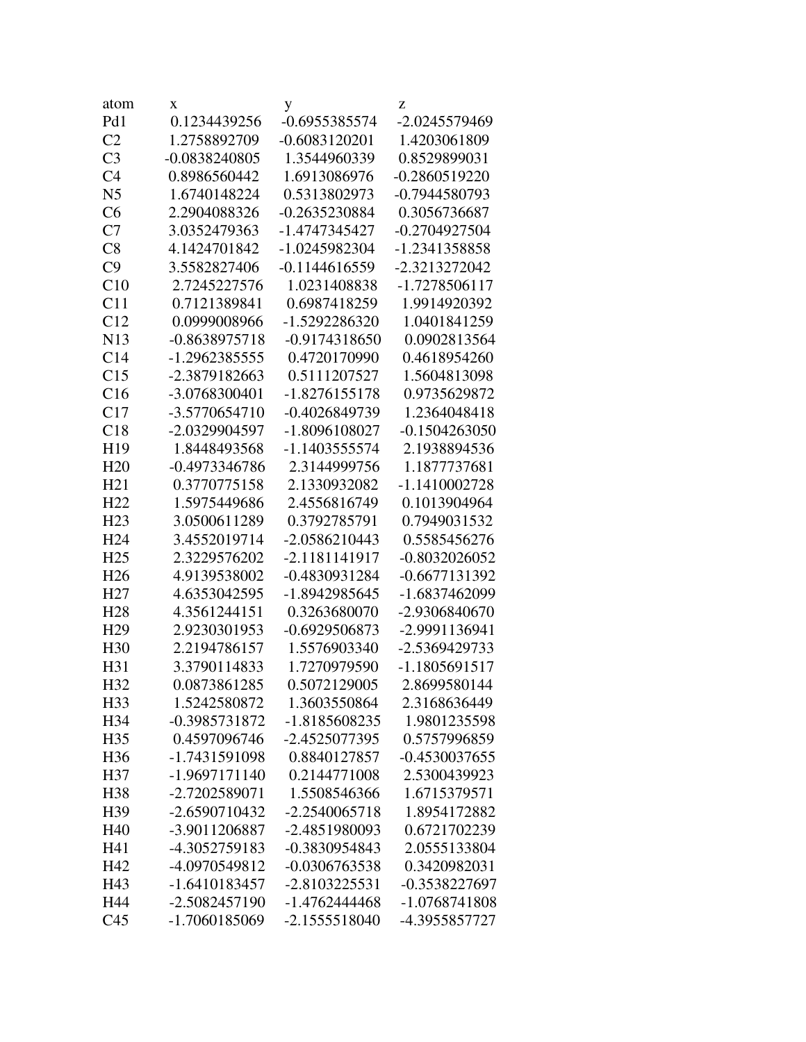| atom | x | y | z |
|---|---|---|---|
| Pd1 | 0.1234439256 | -0.6955385574 | -2.0245579469 |
| C2 | 1.2758892709 | -0.6083120201 | 1.4203061809 |
| C3 | -0.0838240805 | 1.3544960339 | 0.8529899031 |
| C4 | 0.8986560442 | 1.6913086976 | -0.2860519220 |
| N5 | 1.6740148224 | 0.5313802973 | -0.7944580793 |
| C6 | 2.2904088326 | -0.2635230884 | 0.3056736687 |
| C7 | 3.0352479363 | -1.4747345427 | -0.2704927504 |
| C8 | 4.1424701842 | -1.0245982304 | -1.2341358858 |
| C9 | 3.5582827406 | -0.1144616559 | -2.3213272042 |
| C10 | 2.7245227576 | 1.0231408838 | -1.7278506117 |
| C11 | 0.7121389841 | 0.6987418259 | 1.9914920392 |
| C12 | 0.0999008966 | -1.5292286320 | 1.0401841259 |
| N13 | -0.8638975718 | -0.9174318650 | 0.0902813564 |
| C14 | -1.2962385555 | 0.4720170990 | 0.4618954260 |
| C15 | -2.3879182663 | 0.5111207527 | 1.5604813098 |
| C16 | -3.0768300401 | -1.8276155178 | 0.9735629872 |
| C17 | -3.5770654710 | -0.4026849739 | 1.2364048418 |
| C18 | -2.0329904597 | -1.8096108027 | -0.1504263050 |
| H19 | 1.8448493568 | -1.1403555574 | 2.1938894536 |
| H20 | -0.4973346786 | 2.3144999756 | 1.1877737681 |
| H21 | 0.3770775158 | 2.1330932082 | -1.1410002728 |
| H22 | 1.5975449686 | 2.4556816749 | 0.1013904964 |
| H23 | 3.0500611289 | 0.3792785791 | 0.7949031532 |
| H24 | 3.4552019714 | -2.0586210443 | 0.5585456276 |
| H25 | 2.3229576202 | -2.1181141917 | -0.8032026052 |
| H26 | 4.9139538002 | -0.4830931284 | -0.6677131392 |
| H27 | 4.6353042595 | -1.8942985645 | -1.6837462099 |
| H28 | 4.3561244151 | 0.3263680070 | -2.9306840670 |
| H29 | 2.9230301953 | -0.6929506873 | -2.9991136941 |
| H30 | 2.2194786157 | 1.5576903340 | -2.5369429733 |
| H31 | 3.3790114833 | 1.7270979590 | -1.1805691517 |
| H32 | 0.0873861285 | 0.5072129005 | 2.8699580144 |
| H33 | 1.5242580872 | 1.3603550864 | 2.3168636449 |
| H34 | -0.3985731872 | -1.8185608235 | 1.9801235598 |
| H35 | 0.4597096746 | -2.4525077395 | 0.5757996859 |
| H36 | -1.7431591098 | 0.8840127857 | -0.4530037655 |
| H37 | -1.9697171140 | 0.2144771008 | 2.5300439923 |
| H38 | -2.7202589071 | 1.5508546366 | 1.6715379571 |
| H39 | -2.6590710432 | -2.2540065718 | 1.8954172882 |
| H40 | -3.9011206887 | -2.4851980093 | 0.6721702239 |
| H41 | -4.3052759183 | -0.3830954843 | 2.0555133804 |
| H42 | -4.0970549812 | -0.0306763538 | 0.3420982031 |
| H43 | -1.6410183457 | -2.8103225531 | -0.3538227697 |
| H44 | -2.5082457190 | -1.4762444468 | -1.0768741808 |
| C45 | -1.7060185069 | -2.1555518040 | -4.3955857727 |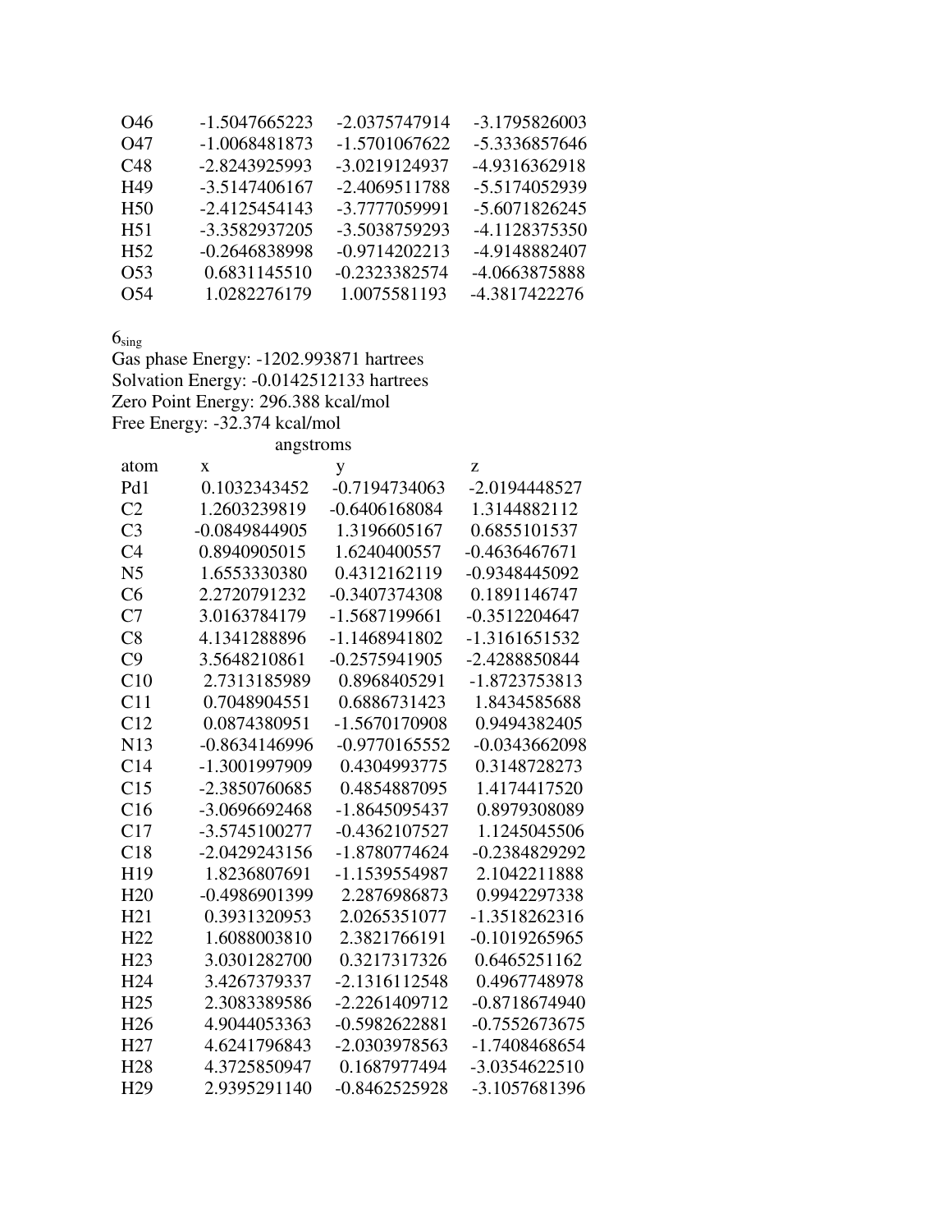| | | | |
|---|---|---|---|
| O46 | -1.5047665223 | -2.0375747914 | -3.1795826003 |
| O47 | -1.0068481873 | -1.5701067622 | -5.3336857646 |
| C48 | -2.8243925993 | -3.0219124937 | -4.9316362918 |
| H49 | -3.5147406167 | -2.4069511788 | -5.5174052939 |
| H50 | -2.4125454143 | -3.7777059991 | -5.6071826245 |
| H51 | -3.3582937205 | -3.5038759293 | -4.1128375350 |
| H52 | -0.2646838998 | -0.9714202213 | -4.9148882407 |
| O53 | 0.6831145510 | -0.2323382574 | -4.0663875888 |
| O54 | 1.0282276179 | 1.0075581193 | -4.3817422276 |

$6_{sing}$

Gas phase Energy: -1202.993871 hartrees
Solvation Energy: -0.0142512133 hartrees
Zero Point Energy: 296.388 kcal/mol
Free Energy: -32.374 kcal/mol

| | | angstroms | |
|---|---|---|---|
| atom | x | y | z |
| Pd1 | 0.1032343452 | -0.7194734063 | -2.0194448527 |
| C2 | 1.2603239819 | -0.6406168084 | 1.3144882112 |
| C3 | -0.0849844905 | 1.3196605167 | 0.6855101537 |
| C4 | 0.8940905015 | 1.6240400557 | -0.4636467671 |
| N5 | 1.6553330380 | 0.4312162119 | -0.9348445092 |
| C6 | 2.2720791232 | -0.3407374308 | 0.1891146747 |
| C7 | 3.0163784179 | -1.5687199661 | -0.3512204647 |
| C8 | 4.1341288896 | -1.1468941802 | -1.3161651532 |
| C9 | 3.5648210861 | -0.2575941905 | -2.4288850844 |
| C10 | 2.7313185989 | 0.8968405291 | -1.8723753813 |
| C11 | 0.7048904551 | 0.6886731423 | 1.8434585688 |
| C12 | 0.0874380951 | -1.5670170908 | 0.9494382405 |
| N13 | -0.8634146996 | -0.9770165552 | -0.0343662098 |
| C14 | -1.3001997909 | 0.4304993775 | 0.3148728273 |
| C15 | -2.3850760685 | 0.4854887095 | 1.4174417520 |
| C16 | -3.0696692468 | -1.8645095437 | 0.8979308089 |
| C17 | -3.5745100277 | -0.4362107527 | 1.1245045506 |
| C18 | -2.0429243156 | -1.8780774624 | -0.2384829292 |
| H19 | 1.8236807691 | -1.1539554987 | 2.1042211888 |
| H20 | -0.4986901399 | 2.2876986873 | 0.9942297338 |
| H21 | 0.3931320953 | 2.0265351077 | -1.3518262316 |
| H22 | 1.6088003810 | 2.3821766191 | -0.1019265965 |
| H23 | 3.0301282700 | 0.3217317326 | 0.6465251162 |
| H24 | 3.4267379337 | -2.1316112548 | 0.4967748978 |
| H25 | 2.3083389586 | -2.2261409712 | -0.8718674940 |
| H26 | 4.9044053363 | -0.5982622881 | -0.7552673675 |
| H27 | 4.6241796843 | -2.0303978563 | -1.7408468654 |
| H28 | 4.3725850947 | 0.1687977494 | -3.0354622510 |
| H29 | 2.9395291140 | -0.8462525928 | -3.1057681396 |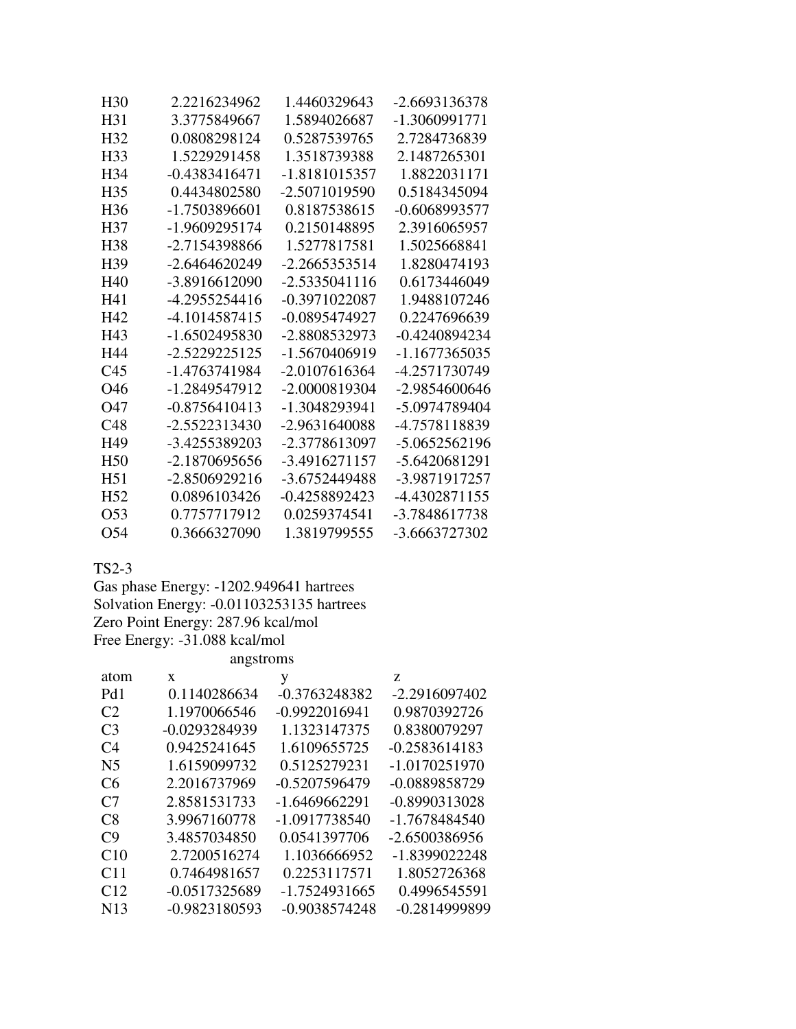| | | | |
|---|---|---|---|
| H30 | 2.2216234962 | 1.4460329643 | -2.6693136378 |
| H31 | 3.3775849667 | 1.5894026687 | -1.3060991771 |
| H32 | 0.0808298124 | 0.5287539765 | 2.7284736839 |
| H33 | 1.5229291458 | 1.3518739388 | 2.1487265301 |
| H34 | -0.4383416471 | -1.8181015357 | 1.8822031171 |
| H35 | 0.4434802580 | -2.5071019590 | 0.5184345094 |
| H36 | -1.7503896601 | 0.8187538615 | -0.6068993577 |
| H37 | -1.9609295174 | 0.2150148895 | 2.3916065957 |
| H38 | -2.7154398866 | 1.5277817581 | 1.5025668841 |
| H39 | -2.6464620249 | -2.2665353514 | 1.8280474193 |
| H40 | -3.8916612090 | -2.5335041116 | 0.6173446049 |
| H41 | -4.2955254416 | -0.3971022087 | 1.9488107246 |
| H42 | -4.1014587415 | -0.0895474927 | 0.2247696639 |
| H43 | -1.6502495830 | -2.8808532973 | -0.4240894234 |
| H44 | -2.5229225125 | -1.5670406919 | -1.1677365035 |
| C45 | -1.4763741984 | -2.0107616364 | -4.2571730749 |
| O46 | -1.2849547912 | -2.0000819304 | -2.9854600646 |
| O47 | -0.8756410413 | -1.3048293941 | -5.0974789404 |
| C48 | -2.5522313430 | -2.9631640088 | -4.7578118839 |
| H49 | -3.4255389203 | -2.3778613097 | -5.0652562196 |
| H50 | -2.1870695656 | -3.4916271157 | -5.6420681291 |
| H51 | -2.8506929216 | -3.6752449488 | -3.9871917257 |
| H52 | 0.0896103426 | -0.4258892423 | -4.4302871155 |
| O53 | 0.7757717912 | 0.0259374541 | -3.7848617738 |
| O54 | 0.3666327090 | 1.3819799555 | -3.6663727302 |

TS2-3

Gas phase Energy: -1202.949641 hartrees

Solvation Energy: -0.01103253135 hartrees

Zero Point Energy: 287.96 kcal/mol

Free Energy: -31.088 kcal/mol

| | angstroms | | |
|---|---|---|---|
| atom | x | y | z |
| Pd1 | 0.1140286634 | -0.3763248382 | -2.2916097402 |
| C2 | 1.1970066546 | -0.9922016941 | 0.9870392726 |
| C3 | -0.0293284939 | 1.1323147375 | 0.8380079297 |
| C4 | 0.9425241645 | 1.6109655725 | -0.2583614183 |
| N5 | 1.6159099732 | 0.5125279231 | -1.0170251970 |
| C6 | 2.2016737969 | -0.5207596479 | -0.0889858729 |
| C7 | 2.8581531733 | -1.6469662291 | -0.8990313028 |
| C8 | 3.9967160778 | -1.0917738540 | -1.7678484540 |
| C9 | 3.4857034850 | 0.0541397706 | -2.6500386956 |
| C10 | 2.7200516274 | 1.1036666952 | -1.8399022248 |
| C11 | 0.7464981657 | 0.2253117571 | 1.8052726368 |
| C12 | -0.0517325689 | -1.7524931665 | 0.4996545591 |
| N13 | -0.9823180593 | -0.9038574248 | -0.2814999899 |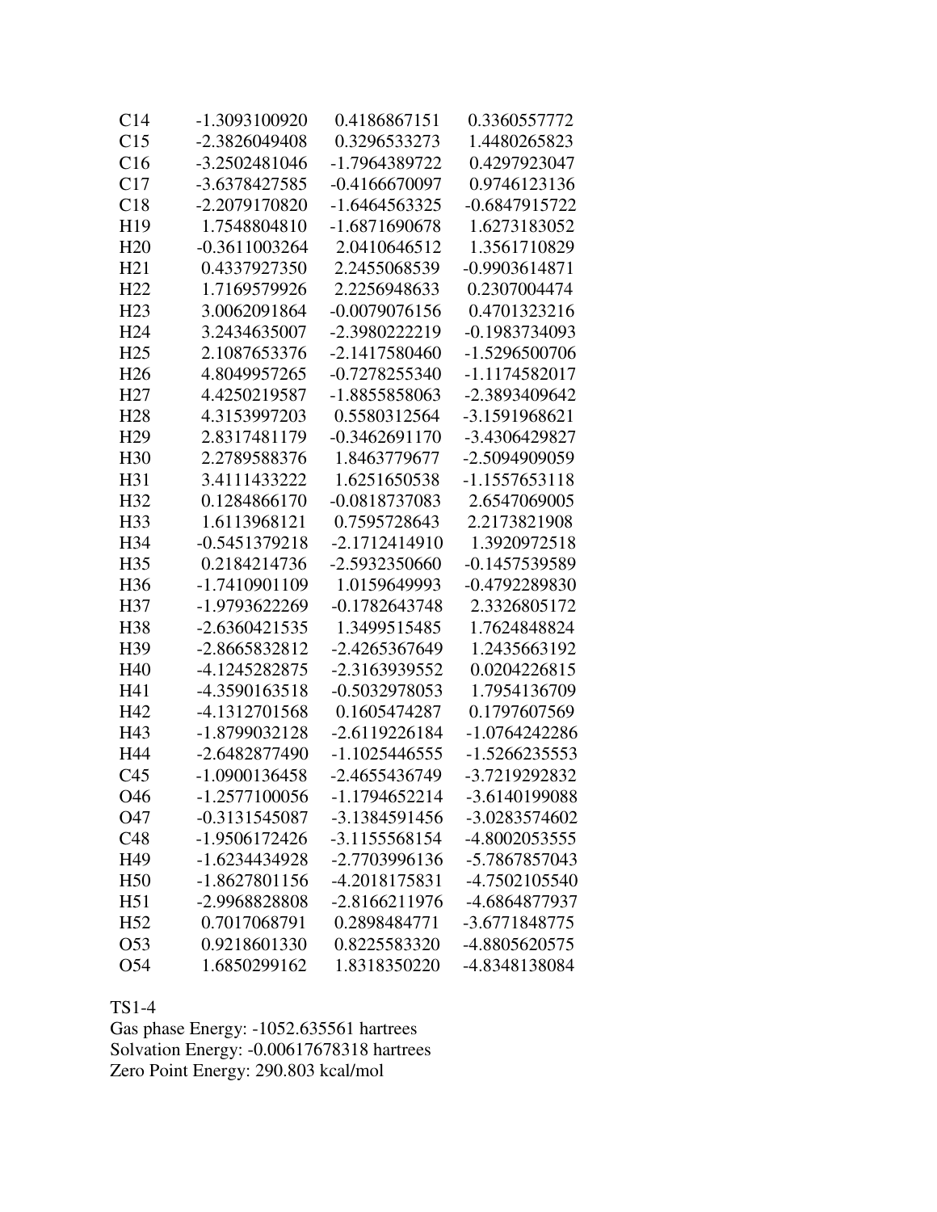| | | | |
|---|---|---|---|
| C14 | -1.3093100920 | 0.4186867151 | 0.3360557772 |
| C15 | -2.3826049408 | 0.3296533273 | 1.4480265823 |
| C16 | -3.2502481046 | -1.7964389722 | 0.4297923047 |
| C17 | -3.6378427585 | -0.4166670097 | 0.9746123136 |
| C18 | -2.2079170820 | -1.6464563325 | -0.6847915722 |
| H19 | 1.7548804810 | -1.6871690678 | 1.6273183052 |
| H20 | -0.3611003264 | 2.0410646512 | 1.3561710829 |
| H21 | 0.4337927350 | 2.2455068539 | -0.9903614871 |
| H22 | 1.7169579926 | 2.2256948633 | 0.2307004474 |
| H23 | 3.0062091864 | -0.0079076156 | 0.4701323216 |
| H24 | 3.2434635007 | -2.3980222219 | -0.1983734093 |
| H25 | 2.1087653376 | -2.1417580460 | -1.5296500706 |
| H26 | 4.8049957265 | -0.7278255340 | -1.1174582017 |
| H27 | 4.4250219587 | -1.8855858063 | -2.3893409642 |
| H28 | 4.3153997203 | 0.5580312564 | -3.1591968621 |
| H29 | 2.8317481179 | -0.3462691170 | -3.4306429827 |
| H30 | 2.2789588376 | 1.8463779677 | -2.5094909059 |
| H31 | 3.4111433222 | 1.6251650538 | -1.1557653118 |
| H32 | 0.1284866170 | -0.0818737083 | 2.6547069005 |
| H33 | 1.6113968121 | 0.7595728643 | 2.2173821908 |
| H34 | -0.5451379218 | -2.1712414910 | 1.3920972518 |
| H35 | 0.2184214736 | -2.5932350660 | -0.1457539589 |
| H36 | -1.7410901109 | 1.0159649993 | -0.4792289830 |
| H37 | -1.9793622269 | -0.1782643748 | 2.3326805172 |
| H38 | -2.6360421535 | 1.3499515485 | 1.7624848824 |
| H39 | -2.8665832812 | -2.4265367649 | 1.2435663192 |
| H40 | -4.1245282875 | -2.3163939552 | 0.0204226815 |
| H41 | -4.3590163518 | -0.5032978053 | 1.7954136709 |
| H42 | -4.1312701568 | 0.1605474287 | 0.1797607569 |
| H43 | -1.8799032128 | -2.6119226184 | -1.0764242286 |
| H44 | -2.6482877490 | -1.1025446555 | -1.5266235553 |
| C45 | -1.0900136458 | -2.4655436749 | -3.7219292832 |
| O46 | -1.2577100056 | -1.1794652214 | -3.6140199088 |
| O47 | -0.3131545087 | -3.1384591456 | -3.0283574602 |
| C48 | -1.9506172426 | -3.1155568154 | -4.8002053555 |
| H49 | -1.6234434928 | -2.7703996136 | -5.7867857043 |
| H50 | -1.8627801156 | -4.2018175831 | -4.7502105540 |
| H51 | -2.9968828808 | -2.8166211976 | -4.6864877937 |
| H52 | 0.7017068791 | 0.2898484771 | -3.6771848775 |
| O53 | 0.9218601330 | 0.8225583320 | -4.8805620575 |
| O54 | 1.6850299162 | 1.8318350220 | -4.8348138084 |

TS1-4
Gas phase Energy: -1052.635561 hartrees
Solvation Energy: -0.00617678318 hartrees
Zero Point Energy: 290.803 kcal/mol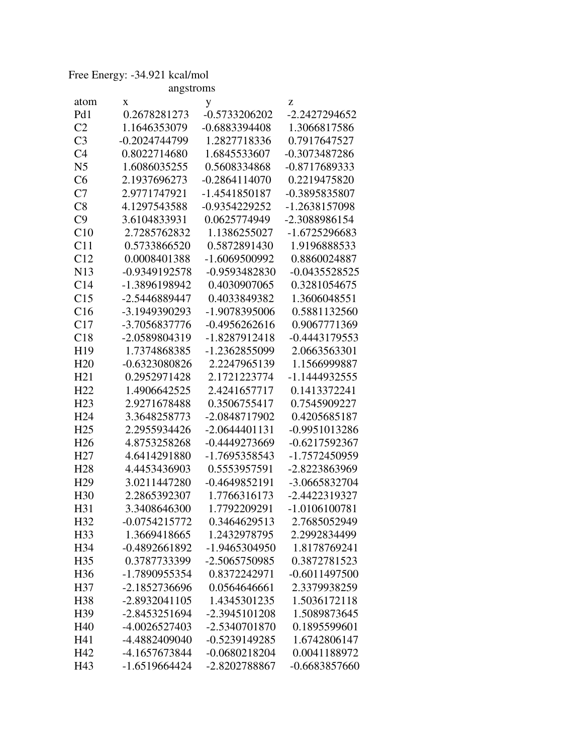Free Energy: -34.921 kcal/mol

| atom | x | y | z |
|---|---|---|---|
| | angstroms | | |
| Pd1 | 0.2678281273 | -0.5733206202 | -2.2427294652 |
| C2 | 1.1646353079 | -0.6883394408 | 1.3066817586 |
| C3 | -0.2024744799 | 1.2827718336 | 0.7917647527 |
| C4 | 0.8022714680 | 1.6845533607 | -0.3073487286 |
| N5 | 1.6086035255 | 0.5608334868 | -0.8717689333 |
| C6 | 2.1937696273 | -0.2864114070 | 0.2219475820 |
| C7 | 2.9771747921 | -1.4541850187 | -0.3895835807 |
| C8 | 4.1297543588 | -0.9354229252 | -1.2638157098 |
| C9 | 3.6104833931 | 0.0625774949 | -2.3088986154 |
| C10 | 2.7285762832 | 1.1386255027 | -1.6725296683 |
| C11 | 0.5733866520 | 0.5872891430 | 1.9196888533 |
| C12 | 0.0008401388 | -1.6069500992 | 0.8860024887 |
| N13 | -0.9349192578 | -0.9593482830 | -0.0435528525 |
| C14 | -1.3896198942 | 0.4030907065 | 0.3281054675 |
| C15 | -2.5446889447 | 0.4033849382 | 1.3606048551 |
| C16 | -3.1949390293 | -1.9078395006 | 0.5881132560 |
| C17 | -3.7056837776 | -0.4956262616 | 0.9067771369 |
| C18 | -2.0589804319 | -1.8287912418 | -0.4443179553 |
| H19 | 1.7374868385 | -1.2362855099 | 2.0663563301 |
| H20 | -0.6323080826 | 2.2247965139 | 1.1566999887 |
| H21 | 0.2952971428 | 2.1721223774 | -1.1444932555 |
| H22 | 1.4906642525 | 2.4241657717 | 0.1413372241 |
| H23 | 2.9271678488 | 0.3506755417 | 0.7545909227 |
| H24 | 3.3648258773 | -2.0848717902 | 0.4205685187 |
| H25 | 2.2955934426 | -2.0644401131 | -0.9951013286 |
| H26 | 4.8753258268 | -0.4449273669 | -0.6217592367 |
| H27 | 4.6414291880 | -1.7695358543 | -1.7572450959 |
| H28 | 4.4453436903 | 0.5553957591 | -2.8223863969 |
| H29 | 3.0211447280 | -0.4649852191 | -3.0665832704 |
| H30 | 2.2865392307 | 1.7766316173 | -2.4422319327 |
| H31 | 3.3408646300 | 1.7792209291 | -1.0106100781 |
| H32 | -0.0754215772 | 0.3464629513 | 2.7685052949 |
| H33 | 1.3669418665 | 1.2432978795 | 2.2992834499 |
| H34 | -0.4892661892 | -1.9465304950 | 1.8178769241 |
| H35 | 0.3787733399 | -2.5065750985 | 0.3872781523 |
| H36 | -1.7890955354 | 0.8372242971 | -0.6011497500 |
| H37 | -2.1852736696 | 0.0564646661 | 2.3379938259 |
| H38 | -2.8932041105 | 1.4345301235 | 1.5036172118 |
| H39 | -2.8453251694 | -2.3945101208 | 1.5089873645 |
| H40 | -4.0026527403 | -2.5340701870 | 0.1895599601 |
| H41 | -4.4882409040 | -0.5239149285 | 1.6742806147 |
| H42 | -4.1657673844 | -0.0680218204 | 0.0041188972 |
| H43 | -1.6519664424 | -2.8202788867 | -0.6683857660 |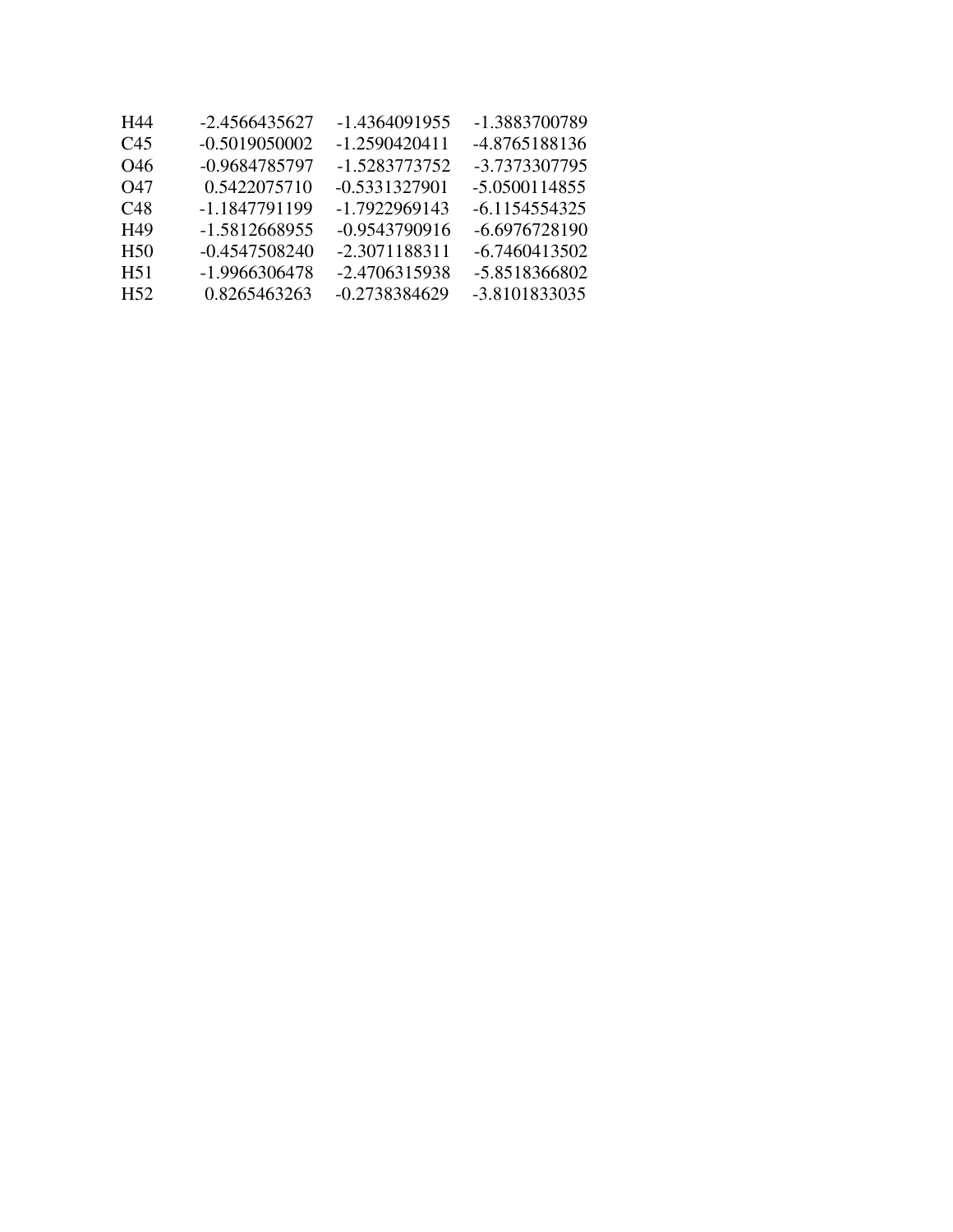| | | | |
|---|---|---|---|
| H44 | -2.4566435627 | -1.4364091955 | -1.3883700789 |
| C45 | -0.5019050002 | -1.2590420411 | -4.8765188136 |
| O46 | -0.9684785797 | -1.5283773752 | -3.7373307795 |
| O47 | 0.5422075710 | -0.5331327901 | -5.0500114855 |
| C48 | -1.1847791199 | -1.7922969143 | -6.1154554325 |
| H49 | -1.5812668955 | -0.9543790916 | -6.6976728190 |
| H50 | -0.4547508240 | -2.3071188311 | -6.7460413502 |
| H51 | -1.9966306478 | -2.4706315938 | -5.8518366802 |
| H52 | 0.8265463263 | -0.2738384629 | -3.8101833035 |